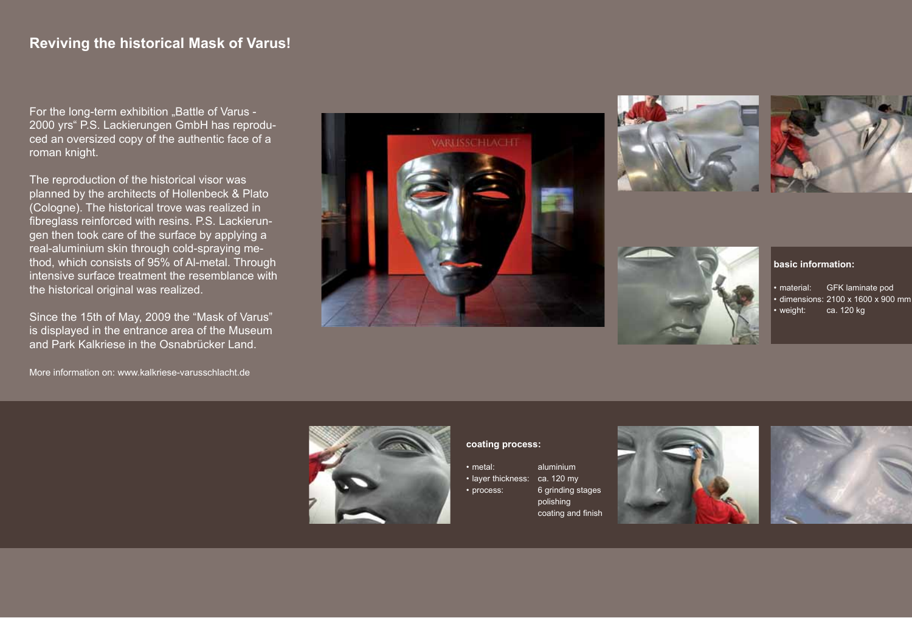# Reviving the historical Mask of Varus!

For the long-term exhibition „Battle of Varus - 2000 yrs“ P.S. Lackierungen GmbH has reproduced an oversized copy of the authentic face of a roman knight.

The reproduction of the historical visor was planned by the architects of Hollenbeck & Plato (Cologne). The historical trove was realized in fibreglass reinforced with resins. P.S. Lackierungen then took care of the surface by applying a real-aluminium skin through cold-spraying method, which consists of 95% of Al-metal. Through intensive surface treatment the resemblance with the historical original was realized.

Since the 15th of May, 2009 the “Mask of Varus” is displayed in the entrance area of the Museum and Park Kalkriese in the Osnabrücker Land.

More information on: www.kalkriese-varusschlacht.de

**basic information:**

| | |
|---|---|
| • material: | GFK laminate pod |
| • dimensions: | 2100 x 1600 x 900 mm |
| • weight: | ca. 120 kg |

**coating process:**

| | |
|---|---|
| • metal: | aluminium |
| • layer thickness: | ca. 120 my |
| • process: | 6 grinding stages<br>polishing<br>coating and finish |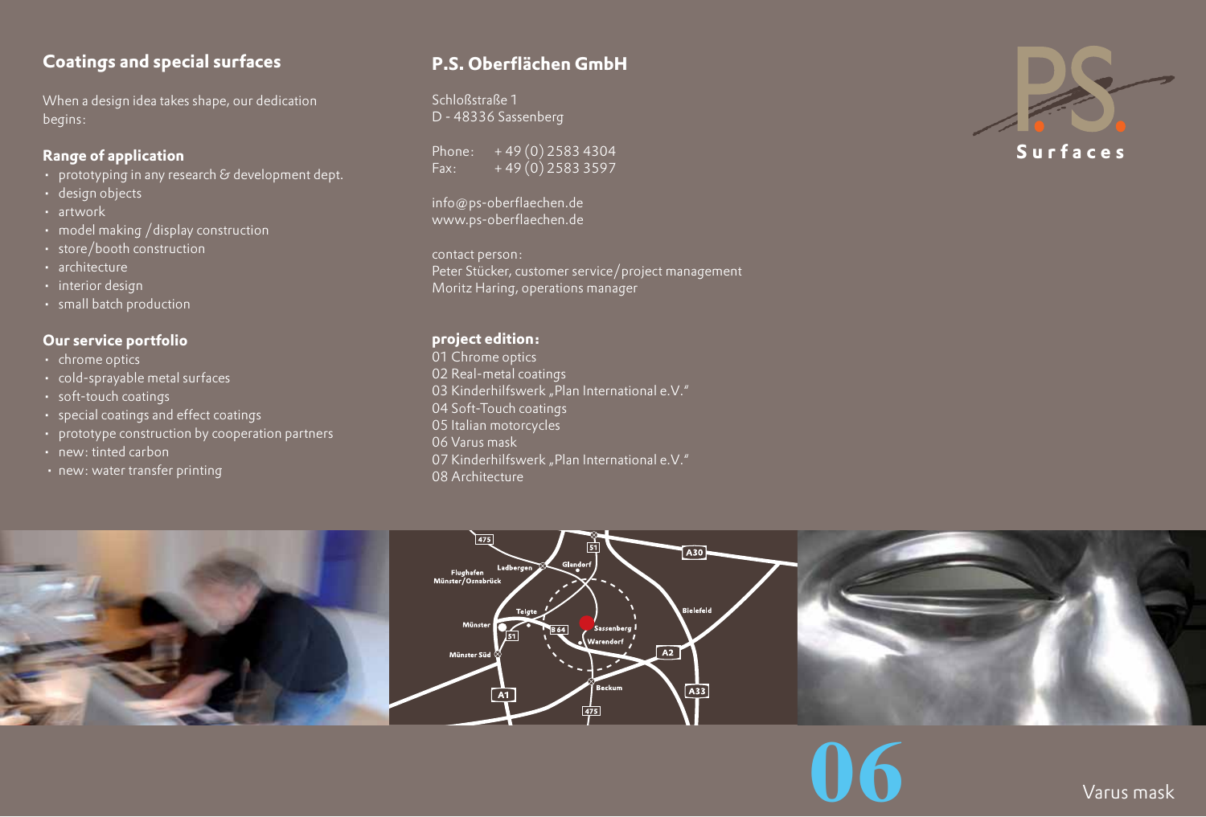## Coatings and special surfaces

When a design idea takes shape, our dedication begins:

### Range of application

- prototyping in any research & development dept.
- design objects
- artwork
- model making / display construction
- store/booth construction
- architecture
- interior design
- small batch production

### Our service portfolio

- chrome optics
- cold-sprayable metal surfaces
- soft-touch coatings
- special coatings and effect coatings
- prototype construction by cooperation partners
- new: tinted carbon
- new: water transfer printing

## P.S. Oberflächen GmbH

Schloßstraße 1
D - 48336 Sassenberg

Phone: + 49 (0) 2583 4304
Fax: + 49 (0) 2583 3597

info@ps-oberflaechen.de
www.ps-oberflaechen.de

contact person:
Peter Stücker, customer service/project management
Moritz Haring, operations manager

**project edition:**

01 Chrome optics
02 Real-metal coatings
03 Kinderhilfswerk „Plan International e.V."
04 Soft-Touch coatings
05 Italian motorcycles
06 Varus mask
07 Kinderhilfswerk „Plan International e.V."
08 Architecture

P.S. Surfaces

06

Varus mask